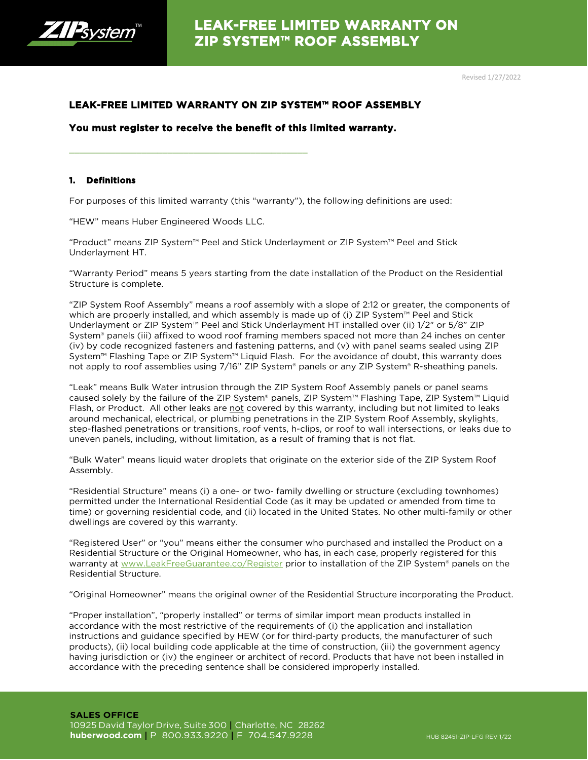# LEAK-FREE LIMITED WARRANTY ON ZIP SYSTEM™ ROOF ASSEMBLY

Revised 1/27/2022

## LEAK-FREE LIMITED WARRANTY ON ZIP SYSTEM™ ROOF ASSEMBLY

**You must register to receive the benefit of this limited warranty.**

---

### 1. Definitions

For purposes of this limited warranty (this "warranty"), the following definitions are used:

"HEW" means Huber Engineered Woods LLC.

"Product" means ZIP System™ Peel and Stick Underlayment or ZIP System™ Peel and Stick Underlayment HT.

"Warranty Period" means 5 years starting from the date installation of the Product on the Residential Structure is complete.

"ZIP System Roof Assembly" means a roof assembly with a slope of 2:12 or greater, the components of which are properly installed, and which assembly is made up of (i) ZIP System™ Peel and Stick Underlayment or ZIP System™ Peel and Stick Underlayment HT installed over (ii) 1/2" or 5/8" ZIP System® panels (iii) affixed to wood roof framing members spaced not more than 24 inches on center (iv) by code recognized fasteners and fastening patterns, and (v) with panel seams sealed using ZIP System™ Flashing Tape or ZIP System™ Liquid Flash. For the avoidance of doubt, this warranty does not apply to roof assemblies using 7/16" ZIP System® panels or any ZIP System® R-sheathing panels.

"Leak" means Bulk Water intrusion through the ZIP System Roof Assembly panels or panel seams caused solely by the failure of the ZIP System® panels, ZIP System™ Flashing Tape, ZIP System™ Liquid Flash, or Product. All other leaks are not covered by this warranty, including but not limited to leaks around mechanical, electrical, or plumbing penetrations in the ZIP System Roof Assembly, skylights, step-flashed penetrations or transitions, roof vents, h-clips, or roof to wall intersections, or leaks due to uneven panels, including, without limitation, as a result of framing that is not flat.

"Bulk Water" means liquid water droplets that originate on the exterior side of the ZIP System Roof Assembly.

"Residential Structure" means (i) a one- or two- family dwelling or structure (excluding townhomes) permitted under the International Residential Code (as it may be updated or amended from time to time) or governing residential code, and (ii) located in the United States. No other multi-family or other dwellings are covered by this warranty.

"Registered User" or "you" means either the consumer who purchased and installed the Product on a Residential Structure or the Original Homeowner, who has, in each case, properly registered for this warranty at www.LeakFreeGuarantee.co/Register prior to installation of the ZIP System® panels on the Residential Structure.

"Original Homeowner" means the original owner of the Residential Structure incorporating the Product.

"Proper installation", "properly installed" or terms of similar import mean products installed in accordance with the most restrictive of the requirements of (i) the application and installation instructions and guidance specified by HEW (or for third-party products, the manufacturer of such products), (ii) local building code applicable at the time of construction, (iii) the government agency having jurisdiction or (iv) the engineer or architect of record. Products that have not been installed in accordance with the preceding sentence shall be considered improperly installed.

**SALES OFFICE**
10925 David Taylor Drive, Suite 300 | Charlotte, NC 28262
**huberwood.com** | P 800.933.9220 | F 704.547.9228

HUB 82451-ZIP-LFG REV 1/22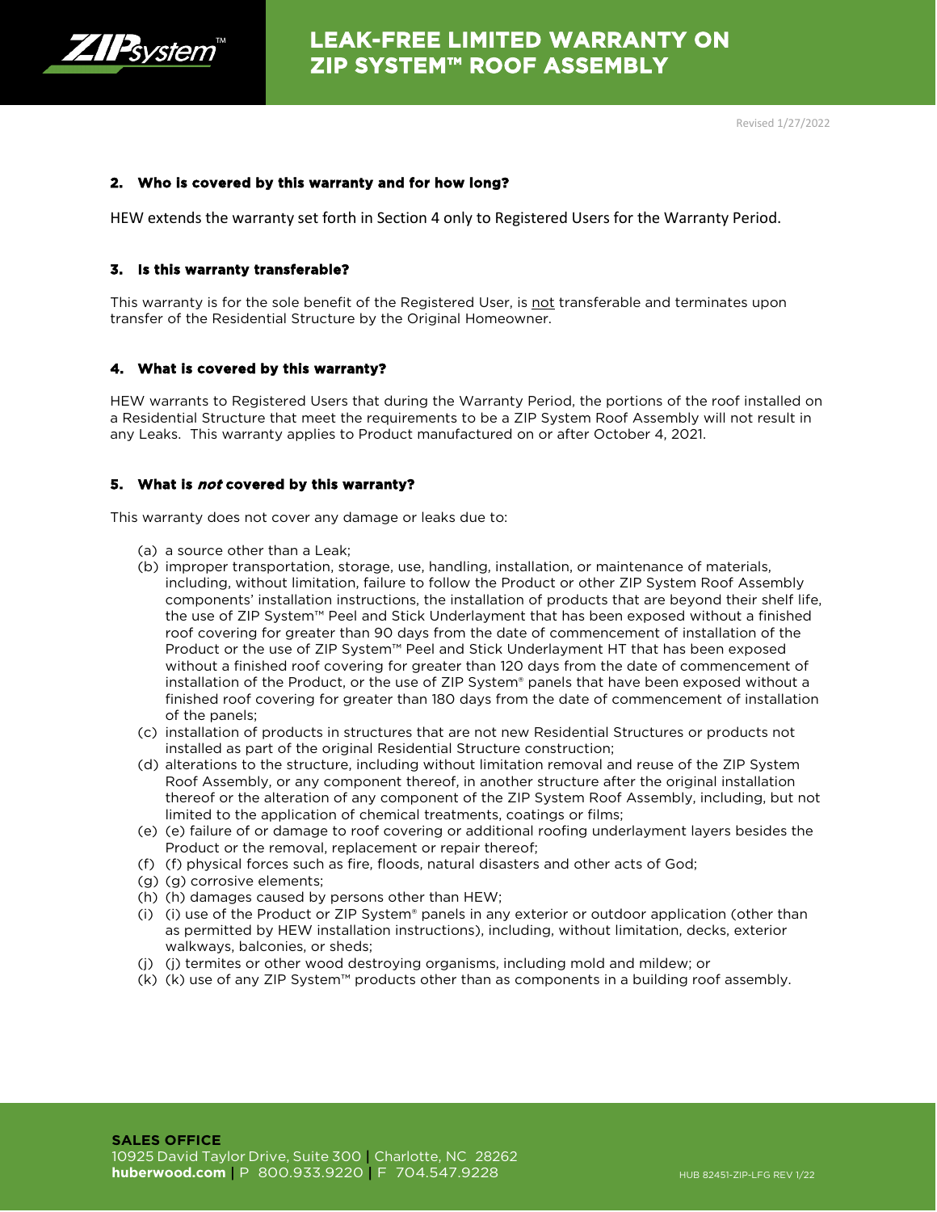### 2. Who is covered by this warranty and for how long?

HEW extends the warranty set forth in Section 4 only to Registered Users for the Warranty Period.

### 3. Is this warranty transferable?

This warranty is for the sole benefit of the Registered User, is not transferable and terminates upon transfer of the Residential Structure by the Original Homeowner.

### 4. What is covered by this warranty?

HEW warrants to Registered Users that during the Warranty Period, the portions of the roof installed on a Residential Structure that meet the requirements to be a ZIP System Roof Assembly will not result in any Leaks. This warranty applies to Product manufactured on or after October 4, 2021.

### 5. What is *not* covered by this warranty?

This warranty does not cover any damage or leaks due to:

(a) a source other than a Leak;
(b) improper transportation, storage, use, handling, installation, or maintenance of materials, including, without limitation, failure to follow the Product or other ZIP System Roof Assembly components' installation instructions, the installation of products that are beyond their shelf life, the use of ZIP System™ Peel and Stick Underlayment that has been exposed without a finished roof covering for greater than 90 days from the date of commencement of installation of the Product or the use of ZIP System™ Peel and Stick Underlayment HT that has been exposed without a finished roof covering for greater than 120 days from the date of commencement of installation of the Product, or the use of ZIP System® panels that have been exposed without a finished roof covering for greater than 180 days from the date of commencement of installation of the panels;
(c) installation of products in structures that are not new Residential Structures or products not installed as part of the original Residential Structure construction;
(d) alterations to the structure, including without limitation removal and reuse of the ZIP System Roof Assembly, or any component thereof, in another structure after the original installation thereof or the alteration of any component of the ZIP System Roof Assembly, including, but not limited to the application of chemical treatments, coatings or films;
(e) (e) failure of or damage to roof covering or additional roofing underlayment layers besides the Product or the removal, replacement or repair thereof;
(f) (f) physical forces such as fire, floods, natural disasters and other acts of God;
(g) (g) corrosive elements;
(h) (h) damages caused by persons other than HEW;
(i) (i) use of the Product or ZIP System® panels in any exterior or outdoor application (other than as permitted by HEW installation instructions), including, without limitation, decks, exterior walkways, balconies, or sheds;
(j) (j) termites or other wood destroying organisms, including mold and mildew; or
(k) (k) use of any ZIP System™ products other than as components in a building roof assembly.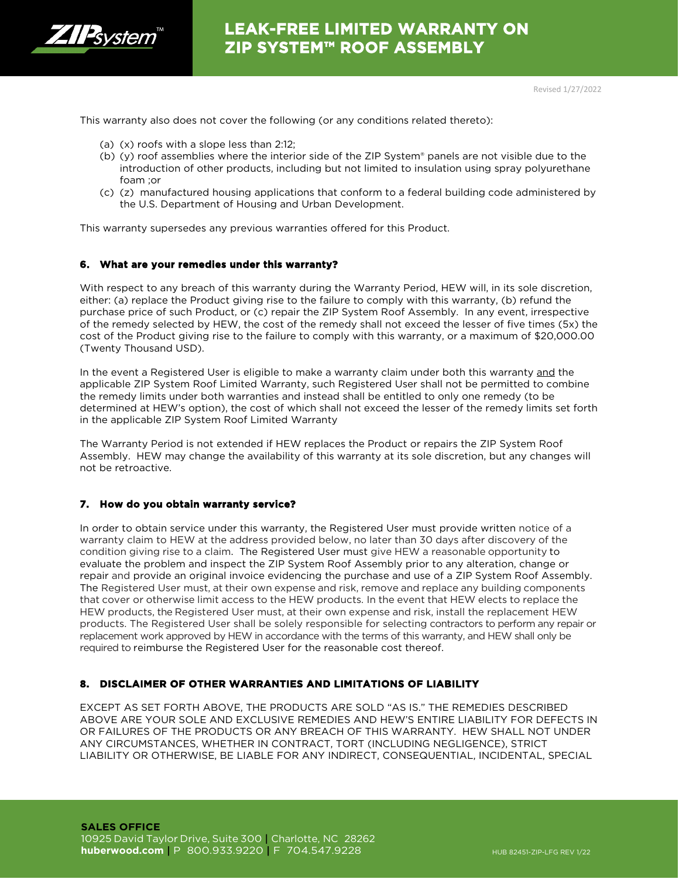This warranty also does not cover the following (or any conditions related thereto):

(a) (x) roofs with a slope less than 2:12;
(b) (y) roof assemblies where the interior side of the ZIP System® panels are not visible due to the introduction of other products, including but not limited to insulation using spray polyurethane foam ;or
(c) (z) manufactured housing applications that conform to a federal building code administered by the U.S. Department of Housing and Urban Development.

This warranty supersedes any previous warranties offered for this Product.

## 6. What are your remedies under this warranty?

With respect to any breach of this warranty during the Warranty Period, HEW will, in its sole discretion, either: (a) replace the Product giving rise to the failure to comply with this warranty, (b) refund the purchase price of such Product, or (c) repair the ZIP System Roof Assembly. In any event, irrespective of the remedy selected by HEW, the cost of the remedy shall not exceed the lesser of five times (5x) the cost of the Product giving rise to the failure to comply with this warranty, or a maximum of $20,000.00 (Twenty Thousand USD).

In the event a Registered User is eligible to make a warranty claim under both this warranty and the applicable ZIP System Roof Limited Warranty, such Registered User shall not be permitted to combine the remedy limits under both warranties and instead shall be entitled to only one remedy (to be determined at HEW's option), the cost of which shall not exceed the lesser of the remedy limits set forth in the applicable ZIP System Roof Limited Warranty

The Warranty Period is not extended if HEW replaces the Product or repairs the ZIP System Roof Assembly. HEW may change the availability of this warranty at its sole discretion, but any changes will not be retroactive.

## 7. How do you obtain warranty service?

In order to obtain service under this warranty, the Registered User must provide written notice of a warranty claim to HEW at the address provided below, no later than 30 days after discovery of the condition giving rise to a claim. The Registered User must give HEW a reasonable opportunity to evaluate the problem and inspect the ZIP System Roof Assembly prior to any alteration, change or repair and provide an original invoice evidencing the purchase and use of a ZIP System Roof Assembly. The Registered User must, at their own expense and risk, remove and replace any building components that cover or otherwise limit access to the HEW products. In the event that HEW elects to replace the HEW products, the Registered User must, at their own expense and risk, install the replacement HEW products. The Registered User shall be solely responsible for selecting contractors to perform any repair or replacement work approved by HEW in accordance with the terms of this warranty, and HEW shall only be required to reimburse the Registered User for the reasonable cost thereof.

## 8. DISCLAIMER OF OTHER WARRANTIES AND LIMITATIONS OF LIABILITY

EXCEPT AS SET FORTH ABOVE, THE PRODUCTS ARE SOLD "AS IS." THE REMEDIES DESCRIBED ABOVE ARE YOUR SOLE AND EXCLUSIVE REMEDIES AND HEW'S ENTIRE LIABILITY FOR DEFECTS IN OR FAILURES OF THE PRODUCTS OR ANY BREACH OF THIS WARRANTY. HEW SHALL NOT UNDER ANY CIRCUMSTANCES, WHETHER IN CONTRACT, TORT (INCLUDING NEGLIGENCE), STRICT LIABILITY OR OTHERWISE, BE LIABLE FOR ANY INDIRECT, CONSEQUENTIAL, INCIDENTAL, SPECIAL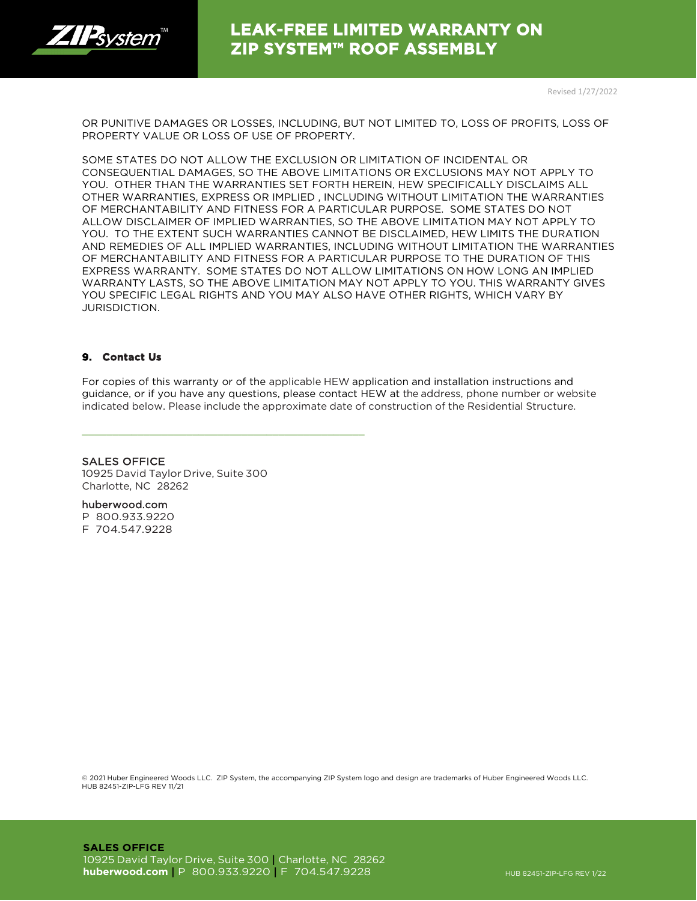OR PUNITIVE DAMAGES OR LOSSES, INCLUDING, BUT NOT LIMITED TO, LOSS OF PROFITS, LOSS OF PROPERTY VALUE OR LOSS OF USE OF PROPERTY.

SOME STATES DO NOT ALLOW THE EXCLUSION OR LIMITATION OF INCIDENTAL OR CONSEQUENTIAL DAMAGES, SO THE ABOVE LIMITATIONS OR EXCLUSIONS MAY NOT APPLY TO YOU. OTHER THAN THE WARRANTIES SET FORTH HEREIN, HEW SPECIFICALLY DISCLAIMS ALL OTHER WARRANTIES, EXPRESS OR IMPLIED , INCLUDING WITHOUT LIMITATION THE WARRANTIES OF MERCHANTABILITY AND FITNESS FOR A PARTICULAR PURPOSE. SOME STATES DO NOT ALLOW DISCLAIMER OF IMPLIED WARRANTIES, SO THE ABOVE LIMITATION MAY NOT APPLY TO YOU. TO THE EXTENT SUCH WARRANTIES CANNOT BE DISCLAIMED, HEW LIMITS THE DURATION AND REMEDIES OF ALL IMPLIED WARRANTIES, INCLUDING WITHOUT LIMITATION THE WARRANTIES OF MERCHANTABILITY AND FITNESS FOR A PARTICULAR PURPOSE TO THE DURATION OF THIS EXPRESS WARRANTY. SOME STATES DO NOT ALLOW LIMITATIONS ON HOW LONG AN IMPLIED WARRANTY LASTS, SO THE ABOVE LIMITATION MAY NOT APPLY TO YOU. THIS WARRANTY GIVES YOU SPECIFIC LEGAL RIGHTS AND YOU MAY ALSO HAVE OTHER RIGHTS, WHICH VARY BY JURISDICTION.

### 9. Contact Us

For copies of this warranty or of the applicable HEW application and installation instructions and guidance, or if you have any questions, please contact HEW at the address, phone number or website indicated below. Please include the approximate date of construction of the Residential Structure.

---

SALES OFFICE
10925 David Taylor Drive, Suite 300
Charlotte, NC 28262

huberwood.com
P 800.933.9220
F 704.547.9228

© 2021 Huber Engineered Woods LLC. ZIP System, the accompanying ZIP System logo and design are trademarks of Huber Engineered Woods LLC.
HUB 82451-ZIP-LFG REV 11/21